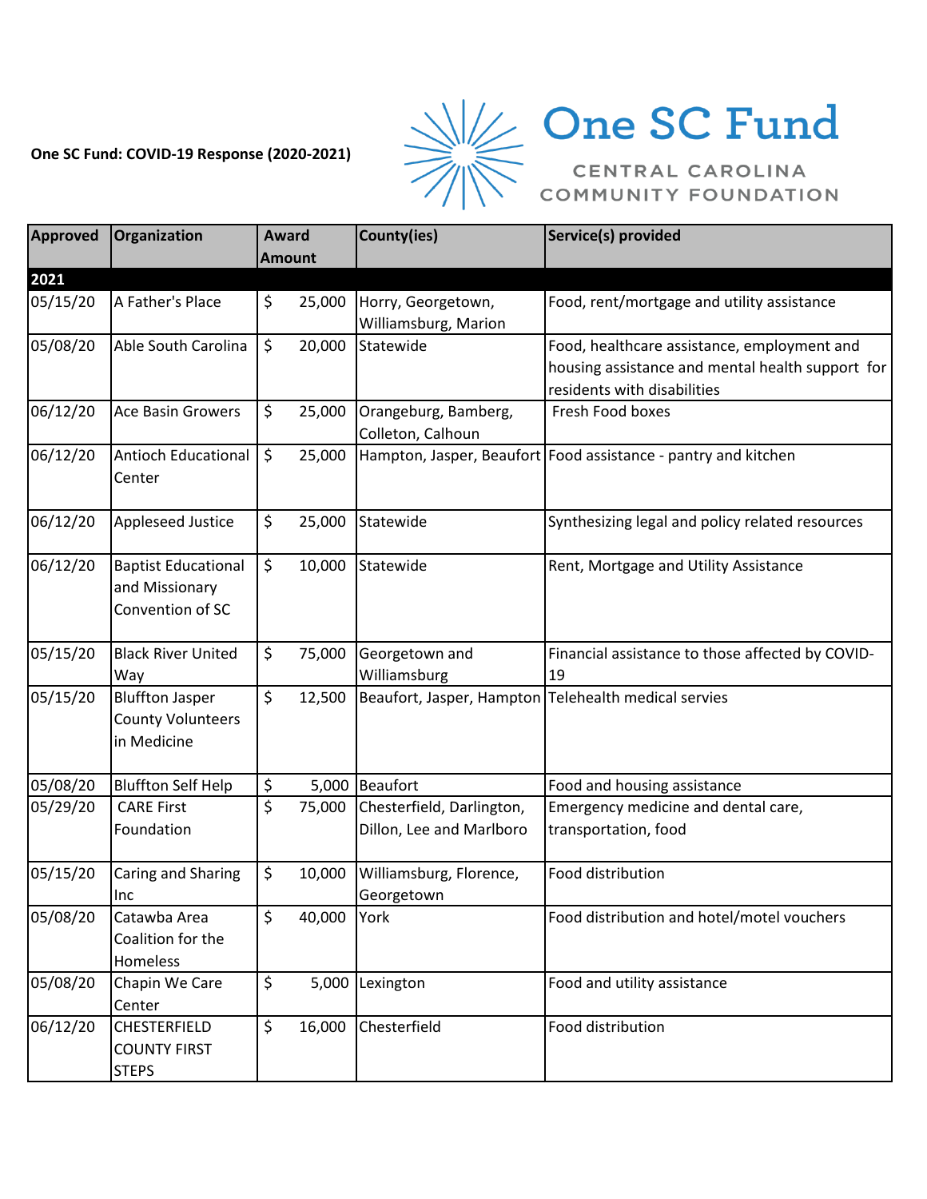**One SC Fund: COVID-19 Response (2020-2021)**

# One SC Fund

CENTRAL CAROLINA COMMUNITY FOUNDATION

| Approved | Organization | Award Amount | County(ies) | Service(s) provided |
|---|---|---|---|---|
| **2021** | | | | |
| 05/15/20 | A Father's Place | $ 25,000 | Horry, Georgetown, Williamsburg, Marion | Food, rent/mortgage and utility assistance |
| 05/08/20 | Able South Carolina | $ 20,000 | Statewide | Food, healthcare assistance, employment and housing assistance and mental health support for residents with disabilities |
| 06/12/20 | Ace Basin Growers | $ 25,000 | Orangeburg, Bamberg, Colleton, Calhoun | Fresh Food boxes |
| 06/12/20 | Antioch Educational Center | $ 25,000 | Hampton, Jasper, Beaufort | Food assistance - pantry and kitchen |
| 06/12/20 | Appleseed Justice | $ 25,000 | Statewide | Synthesizing legal and policy related resources |
| 06/12/20 | Baptist Educational and Missionary Convention of SC | $ 10,000 | Statewide | Rent, Mortgage and Utility Assistance |
| 05/15/20 | Black River United Way | $ 75,000 | Georgetown and Williamsburg | Financial assistance to those affected by COVID-19 |
| 05/15/20 | Bluffton Jasper County Volunteers in Medicine | $ 12,500 | Beaufort, Jasper, Hampton | Telehealth medical servies |
| 05/08/20 | Bluffton Self Help | $ 5,000 | Beaufort | Food and housing assistance |
| 05/29/20 | CARE First Foundation | $ 75,000 | Chesterfield, Darlington, Dillon, Lee and Marlboro | Emergency medicine and dental care, transportation, food |
| 05/15/20 | Caring and Sharing Inc | $ 10,000 | Williamsburg, Florence, Georgetown | Food distribution |
| 05/08/20 | Catawba Area Coalition for the Homeless | $ 40,000 | York | Food distribution and hotel/motel vouchers |
| 05/08/20 | Chapin We Care Center | $ 5,000 | Lexington | Food and utility assistance |
| 06/12/20 | CHESTERFIELD COUNTY FIRST STEPS | $ 16,000 | Chesterfield | Food distribution |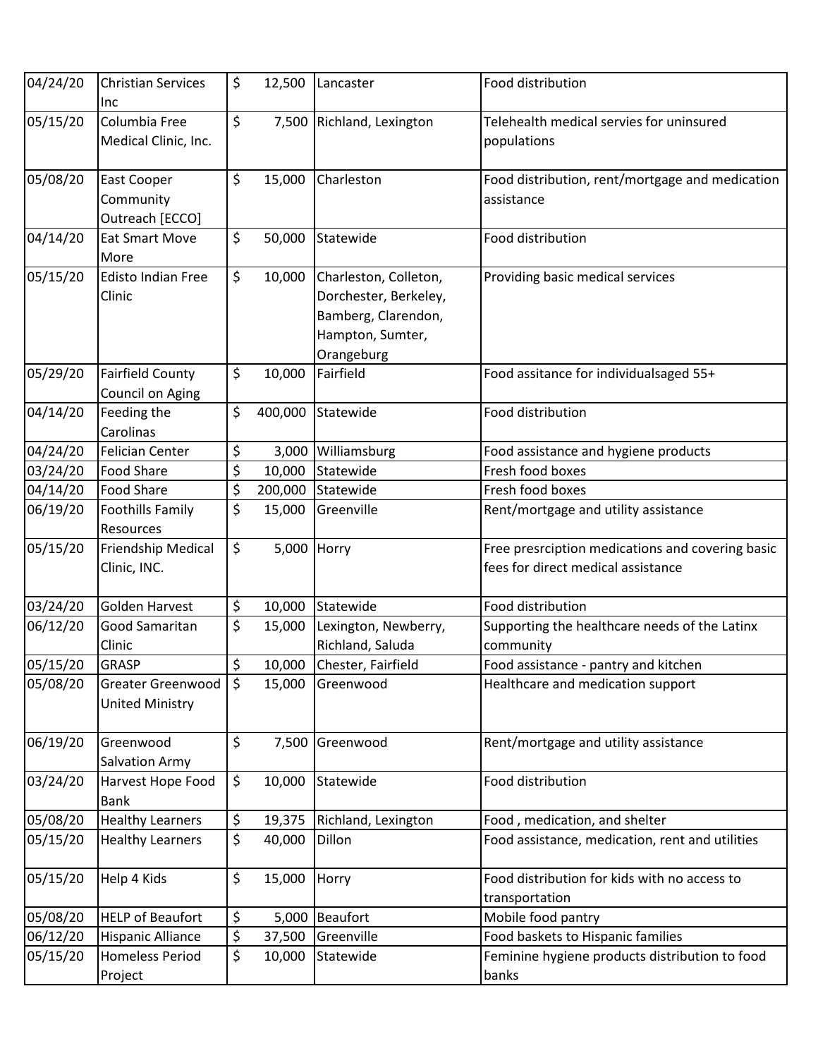| 04/24/20 | Christian Services Inc | $ 12,500 | Lancaster | Food distribution |
|---|---|---|---|---|
| 05/15/20 | Columbia Free Medical Clinic, Inc. | $ 7,500 | Richland, Lexington | Telehealth medical servies for uninsured populations |
| 05/08/20 | East Cooper Community Outreach [ECCO] | $ 15,000 | Charleston | Food distribution, rent/mortgage and medication assistance |
| 04/14/20 | Eat Smart Move More | $ 50,000 | Statewide | Food distribution |
| 05/15/20 | Edisto Indian Free Clinic | $ 10,000 | Charleston, Colleton, Dorchester, Berkeley, Bamberg, Clarendon, Hampton, Sumter, Orangeburg | Providing basic medical services |
| 05/29/20 | Fairfield County Council on Aging | $ 10,000 | Fairfield | Food assitance for individualsaged 55+ |
| 04/14/20 | Feeding the Carolinas | $ 400,000 | Statewide | Food distribution |
| 04/24/20 | Felician Center | $ 3,000 | Williamsburg | Food assistance and hygiene products |
| 03/24/20 | Food Share | $ 10,000 | Statewide | Fresh food boxes |
| 04/14/20 | Food Share | $ 200,000 | Statewide | Fresh food boxes |
| 06/19/20 | Foothills Family Resources | $ 15,000 | Greenville | Rent/mortgage and utility assistance |
| 05/15/20 | Friendship Medical Clinic, INC. | $ 5,000 | Horry | Free presrciption medications and covering basic fees for direct medical assistance |
| 03/24/20 | Golden Harvest | $ 10,000 | Statewide | Food distribution |
| 06/12/20 | Good Samaritan Clinic | $ 15,000 | Lexington, Newberry, Richland, Saluda | Supporting the healthcare needs of the Latinx community |
| 05/15/20 | GRASP | $ 10,000 | Chester, Fairfield | Food assistance - pantry and kitchen |
| 05/08/20 | Greater Greenwood United Ministry | $ 15,000 | Greenwood | Healthcare and medication support |
| 06/19/20 | Greenwood Salvation Army | $ 7,500 | Greenwood | Rent/mortgage and utility assistance |
| 03/24/20 | Harvest Hope Food Bank | $ 10,000 | Statewide | Food distribution |
| 05/08/20 | Healthy Learners | $ 19,375 | Richland, Lexington | Food , medication, and shelter |
| 05/15/20 | Healthy Learners | $ 40,000 | Dillon | Food assistance, medication, rent and utilities |
| 05/15/20 | Help 4 Kids | $ 15,000 | Horry | Food distribution for kids with no access to transportation |
| 05/08/20 | HELP of Beaufort | $ 5,000 | Beaufort | Mobile food pantry |
| 06/12/20 | Hispanic Alliance | $ 37,500 | Greenville | Food baskets to Hispanic families |
| 05/15/20 | Homeless Period Project | $ 10,000 | Statewide | Feminine hygiene products distribution to food banks |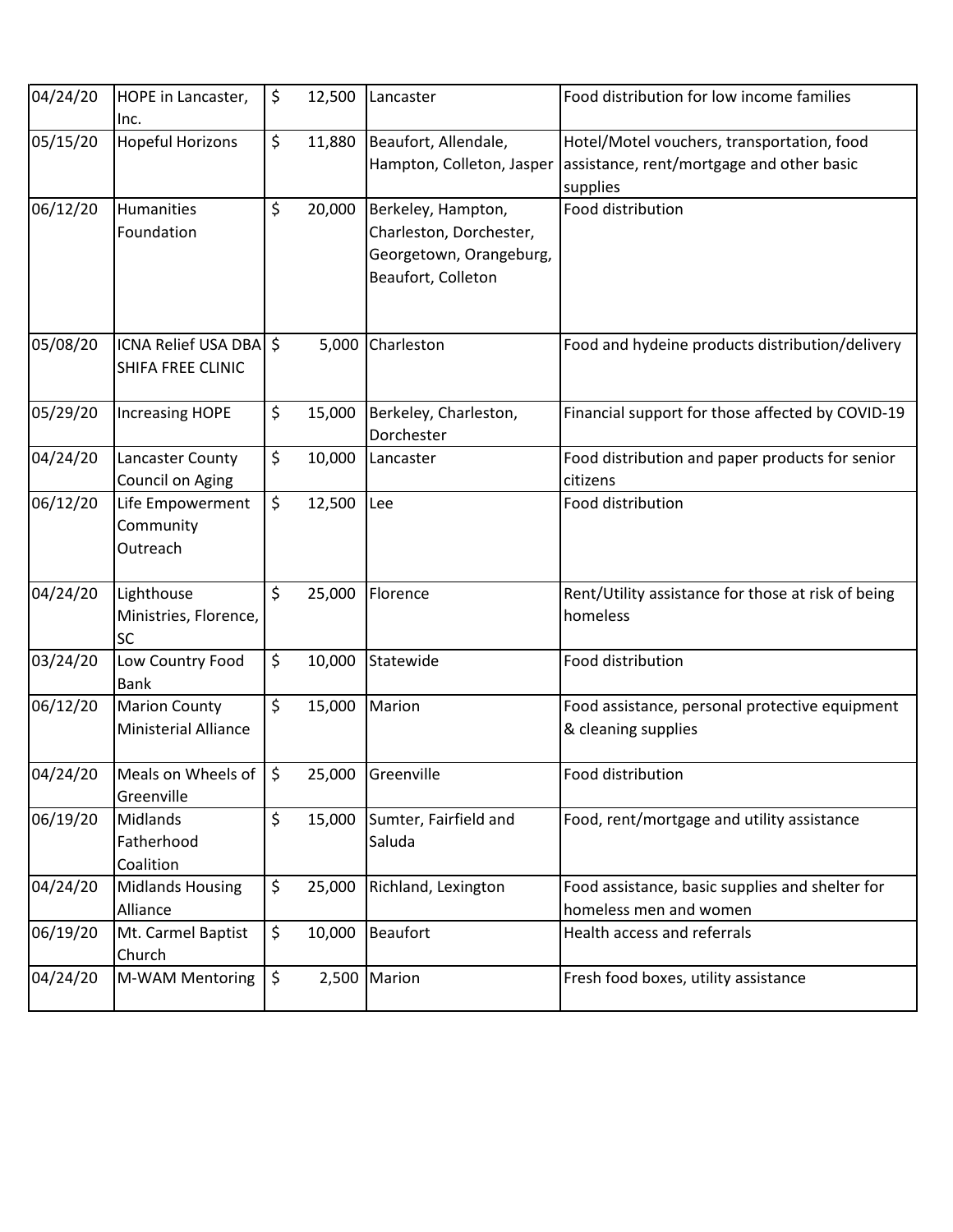| 04/24/20 | HOPE in Lancaster, Inc. | $ 12,500 | Lancaster | Food distribution for low income families |
|---|---|---|---|---|
| 05/15/20 | Hopeful Horizons | $ 11,880 | Beaufort, Allendale, Hampton, Colleton, Jasper | Hotel/Motel vouchers, transportation, food assistance, rent/mortgage and other basic supplies |
| 06/12/20 | Humanities Foundation | $ 20,000 | Berkeley, Hampton, Charleston, Dorchester, Georgetown, Orangeburg, Beaufort, Colleton | Food distribution |
| 05/08/20 | ICNA Relief USA DBA SHIFA FREE CLINIC | $ 5,000 | Charleston | Food and hydeine products distribution/delivery |
| 05/29/20 | Increasing HOPE | $ 15,000 | Berkeley, Charleston, Dorchester | Financial support for those affected by COVID-19 |
| 04/24/20 | Lancaster County Council on Aging | $ 10,000 | Lancaster | Food distribution and paper products for senior citizens |
| 06/12/20 | Life Empowerment Community Outreach | $ 12,500 | Lee | Food distribution |
| 04/24/20 | Lighthouse Ministries, Florence, SC | $ 25,000 | Florence | Rent/Utility assistance for those at risk of being homeless |
| 03/24/20 | Low Country Food Bank | $ 10,000 | Statewide | Food distribution |
| 06/12/20 | Marion County Ministerial Alliance | $ 15,000 | Marion | Food assistance, personal protective equipment & cleaning supplies |
| 04/24/20 | Meals on Wheels of Greenville | $ 25,000 | Greenville | Food distribution |
| 06/19/20 | Midlands Fatherhood Coalition | $ 15,000 | Sumter, Fairfield and Saluda | Food, rent/mortgage and utility assistance |
| 04/24/20 | Midlands Housing Alliance | $ 25,000 | Richland, Lexington | Food assistance, basic supplies and shelter for homeless men and women |
| 06/19/20 | Mt. Carmel Baptist Church | $ 10,000 | Beaufort | Health access and referrals |
| 04/24/20 | M-WAM Mentoring | $ 2,500 | Marion | Fresh food boxes, utility assistance |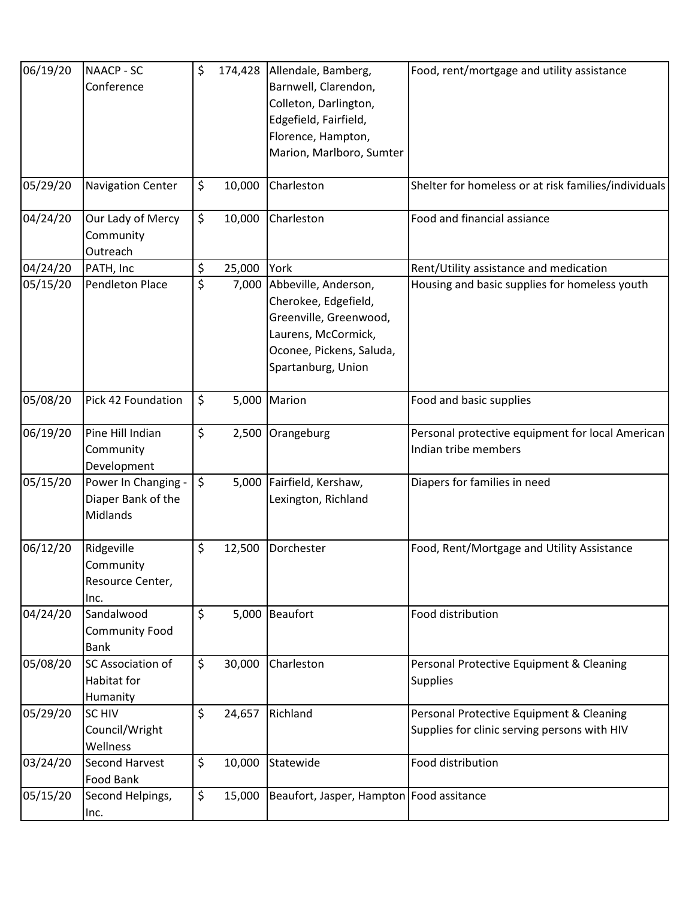| | | | | |
|---|---|---|---|---|
| 06/19/20 | NAACP - SC Conference | $ 174,428 | Allendale, Bamberg, Barnwell, Clarendon, Colleton, Darlington, Edgefield, Fairfield, Florence, Hampton, Marion, Marlboro, Sumter | Food, rent/mortgage and utility assistance |
| 05/29/20 | Navigation Center | $ 10,000 | Charleston | Shelter for homeless or at risk families/individuals |
| 04/24/20 | Our Lady of Mercy Community Outreach | $ 10,000 | Charleston | Food and financial assiance |
| 04/24/20 | PATH, Inc | $ 25,000 | York | Rent/Utility assistance and medication |
| 05/15/20 | Pendleton Place | $ 7,000 | Abbeville, Anderson, Cherokee, Edgefield, Greenville, Greenwood, Laurens, McCormick, Oconee, Pickens, Saluda, Spartanburg, Union | Housing and basic supplies for homeless youth |
| 05/08/20 | Pick 42 Foundation | $ 5,000 | Marion | Food and basic supplies |
| 06/19/20 | Pine Hill Indian Community Development | $ 2,500 | Orangeburg | Personal protective equipment for local American Indian tribe members |
| 05/15/20 | Power In Changing - Diaper Bank of the Midlands | $ 5,000 | Fairfield, Kershaw, Lexington, Richland | Diapers for families in need |
| 06/12/20 | Ridgeville Community Resource Center, Inc. | $ 12,500 | Dorchester | Food, Rent/Mortgage and Utility Assistance |
| 04/24/20 | Sandalwood Community Food Bank | $ 5,000 | Beaufort | Food distribution |
| 05/08/20 | SC Association of Habitat for Humanity | $ 30,000 | Charleston | Personal Protective Equipment & Cleaning Supplies |
| 05/29/20 | SC HIV Council/Wright Wellness | $ 24,657 | Richland | Personal Protective Equipment & Cleaning Supplies for clinic serving persons with HIV |
| 03/24/20 | Second Harvest Food Bank | $ 10,000 | Statewide | Food distribution |
| 05/15/20 | Second Helpings, Inc. | $ 15,000 | Beaufort, Jasper, Hampton | Food assitance |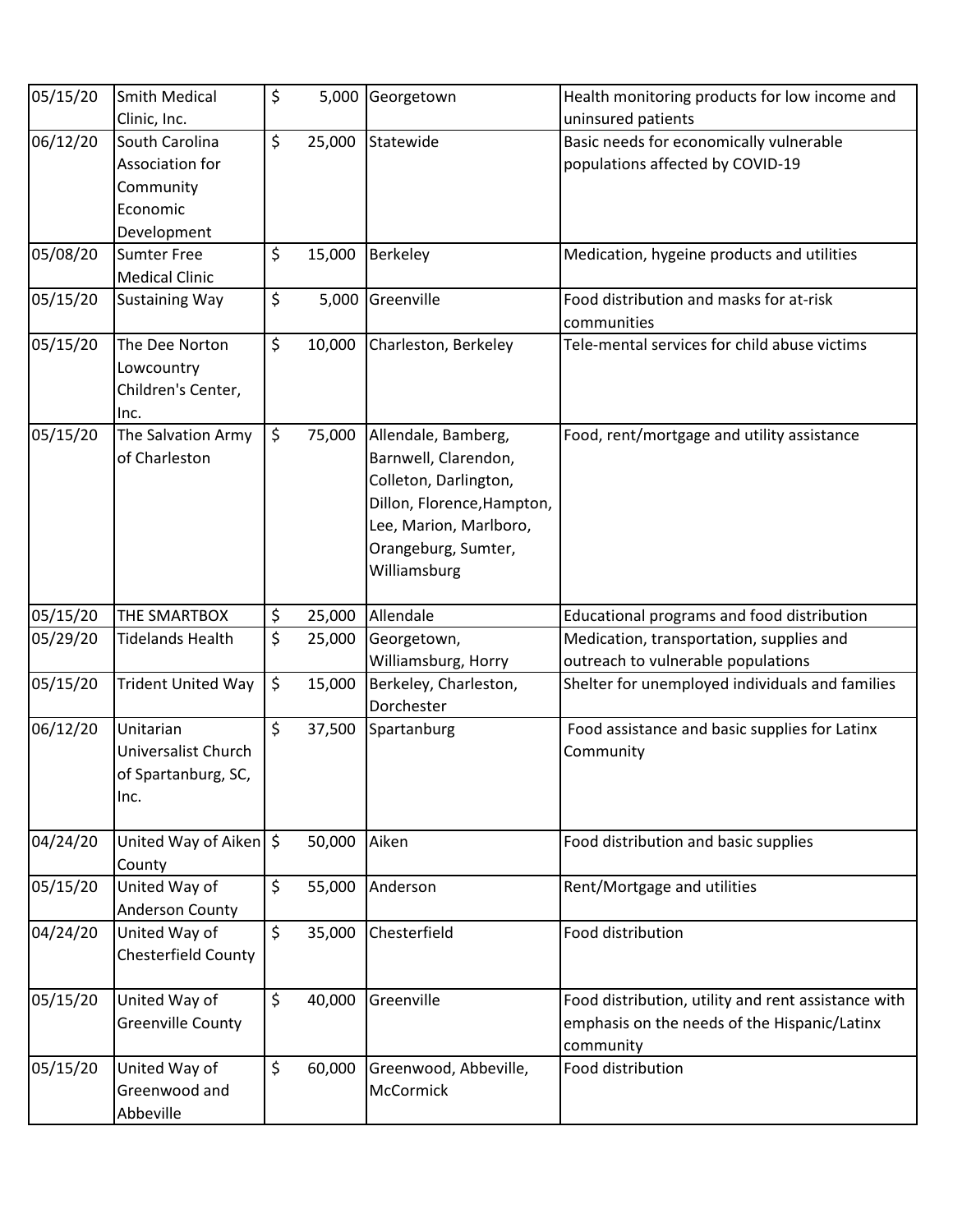| | | | | |
|---|---|---|---|---|
| 05/15/20 | Smith Medical Clinic, Inc. | $ 5,000 | Georgetown | Health monitoring products for low income and uninsured patients |
| 06/12/20 | South Carolina Association for Community Economic Development | $ 25,000 | Statewide | Basic needs for economically vulnerable populations affected by COVID-19 |
| 05/08/20 | Sumter Free Medical Clinic | $ 15,000 | Berkeley | Medication, hygeine products and utilities |
| 05/15/20 | Sustaining Way | $ 5,000 | Greenville | Food distribution and masks for at-risk communities |
| 05/15/20 | The Dee Norton Lowcountry Children's Center, Inc. | $ 10,000 | Charleston, Berkeley | Tele-mental services for child abuse victims |
| 05/15/20 | The Salvation Army of Charleston | $ 75,000 | Allendale, Bamberg, Barnwell, Clarendon, Colleton, Darlington, Dillon, Florence,Hampton, Lee, Marion, Marlboro, Orangeburg, Sumter, Williamsburg | Food, rent/mortgage and utility assistance |
| 05/15/20 | THE SMARTBOX | $ 25,000 | Allendale | Educational programs and food distribution |
| 05/29/20 | Tidelands Health | $ 25,000 | Georgetown, Williamsburg, Horry | Medication, transportation, supplies and outreach to vulnerable populations |
| 05/15/20 | Trident United Way | $ 15,000 | Berkeley, Charleston, Dorchester | Shelter for unemployed individuals and families |
| 06/12/20 | Unitarian Universalist Church of Spartanburg, SC, Inc. | $ 37,500 | Spartanburg | Food assistance and basic supplies for Latinx Community |
| 04/24/20 | United Way of Aiken County | $ 50,000 | Aiken | Food distribution and basic supplies |
| 05/15/20 | United Way of Anderson County | $ 55,000 | Anderson | Rent/Mortgage and utilities |
| 04/24/20 | United Way of Chesterfield County | $ 35,000 | Chesterfield | Food distribution |
| 05/15/20 | United Way of Greenville County | $ 40,000 | Greenville | Food distribution, utility and rent assistance with emphasis on the needs of the Hispanic/Latinx community |
| 05/15/20 | United Way of Greenwood and Abbeville | $ 60,000 | Greenwood, Abbeville, McCormick | Food distribution |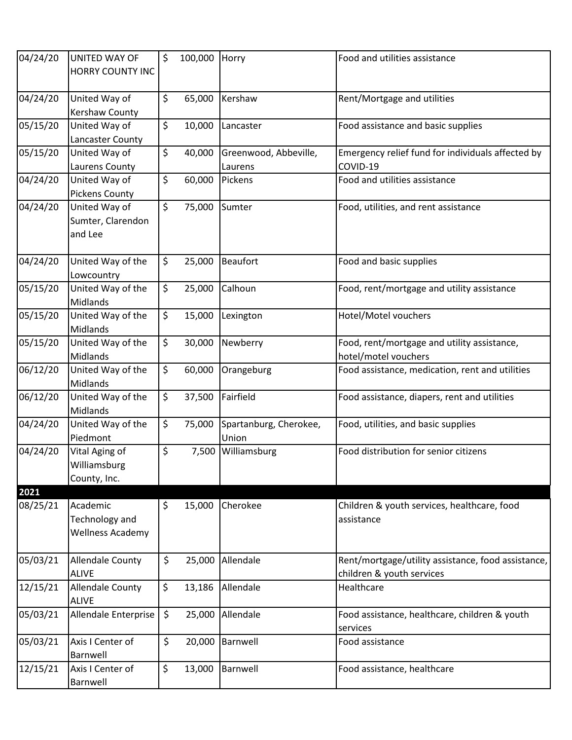| | | | | |
|---|---|---|---|---|
| 04/24/20 | UNITED WAY OF HORRY COUNTY INC | $ 100,000 | Horry | Food and utilities assistance |
| 04/24/20 | United Way of Kershaw County | $ 65,000 | Kershaw | Rent/Mortgage and utilities |
| 05/15/20 | United Way of Lancaster County | $ 10,000 | Lancaster | Food assistance and basic supplies |
| 05/15/20 | United Way of Laurens County | $ 40,000 | Greenwood, Abbeville, Laurens | Emergency relief fund for individuals affected by COVID-19 |
| 04/24/20 | United Way of Pickens County | $ 60,000 | Pickens | Food and utilities assistance |
| 04/24/20 | United Way of Sumter, Clarendon and Lee | $ 75,000 | Sumter | Food, utilities, and rent assistance |
| 04/24/20 | United Way of the Lowcountry | $ 25,000 | Beaufort | Food and basic supplies |
| 05/15/20 | United Way of the Midlands | $ 25,000 | Calhoun | Food, rent/mortgage and utility assistance |
| 05/15/20 | United Way of the Midlands | $ 15,000 | Lexington | Hotel/Motel vouchers |
| 05/15/20 | United Way of the Midlands | $ 30,000 | Newberry | Food, rent/mortgage and utility assistance, hotel/motel vouchers |
| 06/12/20 | United Way of the Midlands | $ 60,000 | Orangeburg | Food assistance, medication, rent and utilities |
| 06/12/20 | United Way of the Midlands | $ 37,500 | Fairfield | Food assistance, diapers, rent and utilities |
| 04/24/20 | United Way of the Piedmont | $ 75,000 | Spartanburg, Cherokee, Union | Food, utilities, and basic supplies |
| 04/24/20 | Vital Aging of Williamsburg County, Inc. | $ 7,500 | Williamsburg | Food distribution for senior citizens |
| **2021** | | | | |
| 08/25/21 | Academic Technology and Wellness Academy | $ 15,000 | Cherokee | Children & youth services, healthcare, food assistance |
| 05/03/21 | Allendale County ALIVE | $ 25,000 | Allendale | Rent/mortgage/utility assistance, food assistance, children & youth services |
| 12/15/21 | Allendale County ALIVE | $ 13,186 | Allendale | Healthcare |
| 05/03/21 | Allendale Enterprise | $ 25,000 | Allendale | Food assistance, healthcare, children & youth services |
| 05/03/21 | Axis I Center of Barnwell | $ 20,000 | Barnwell | Food assistance |
| 12/15/21 | Axis I Center of Barnwell | $ 13,000 | Barnwell | Food assistance, healthcare |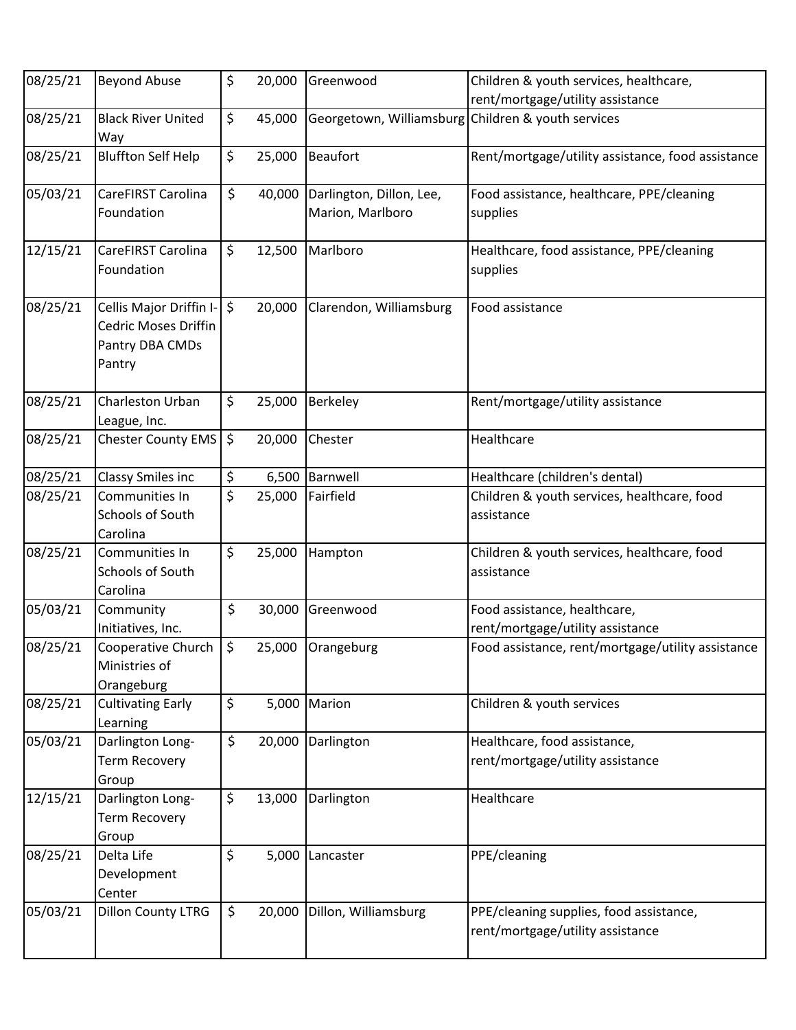| | | | | |
|---|---|---|---|---|
| 08/25/21 | Beyond Abuse | $ 20,000 | Greenwood | Children & youth services, healthcare, rent/mortgage/utility assistance |
| 08/25/21 | Black River United Way | $ 45,000 | Georgetown, Williamsburg | Children & youth services |
| 08/25/21 | Bluffton Self Help | $ 25,000 | Beaufort | Rent/mortgage/utility assistance, food assistance |
| 05/03/21 | CareFIRST Carolina Foundation | $ 40,000 | Darlington, Dillon, Lee, Marion, Marlboro | Food assistance, healthcare, PPE/cleaning supplies |
| 12/15/21 | CareFIRST Carolina Foundation | $ 12,500 | Marlboro | Healthcare, food assistance, PPE/cleaning supplies |
| 08/25/21 | Cellis Major Driffin I-Cedric Moses Driffin Pantry DBA CMDs Pantry | $ 20,000 | Clarendon, Williamsburg | Food assistance |
| 08/25/21 | Charleston Urban League, Inc. | $ 25,000 | Berkeley | Rent/mortgage/utility assistance |
| 08/25/21 | Chester County EMS | $ 20,000 | Chester | Healthcare |
| 08/25/21 | Classy Smiles inc | $ 6,500 | Barnwell | Healthcare (children's dental) |
| 08/25/21 | Communities In Schools of South Carolina | $ 25,000 | Fairfield | Children & youth services, healthcare, food assistance |
| 08/25/21 | Communities In Schools of South Carolina | $ 25,000 | Hampton | Children & youth services, healthcare, food assistance |
| 05/03/21 | Community Initiatives, Inc. | $ 30,000 | Greenwood | Food assistance, healthcare, rent/mortgage/utility assistance |
| 08/25/21 | Cooperative Church Ministries of Orangeburg | $ 25,000 | Orangeburg | Food assistance, rent/mortgage/utility assistance |
| 08/25/21 | Cultivating Early Learning | $ 5,000 | Marion | Children & youth services |
| 05/03/21 | Darlington Long-Term Recovery Group | $ 20,000 | Darlington | Healthcare, food assistance, rent/mortgage/utility assistance |
| 12/15/21 | Darlington Long-Term Recovery Group | $ 13,000 | Darlington | Healthcare |
| 08/25/21 | Delta Life Development Center | $ 5,000 | Lancaster | PPE/cleaning |
| 05/03/21 | Dillon County LTRG | $ 20,000 | Dillon, Williamsburg | PPE/cleaning supplies, food assistance, rent/mortgage/utility assistance |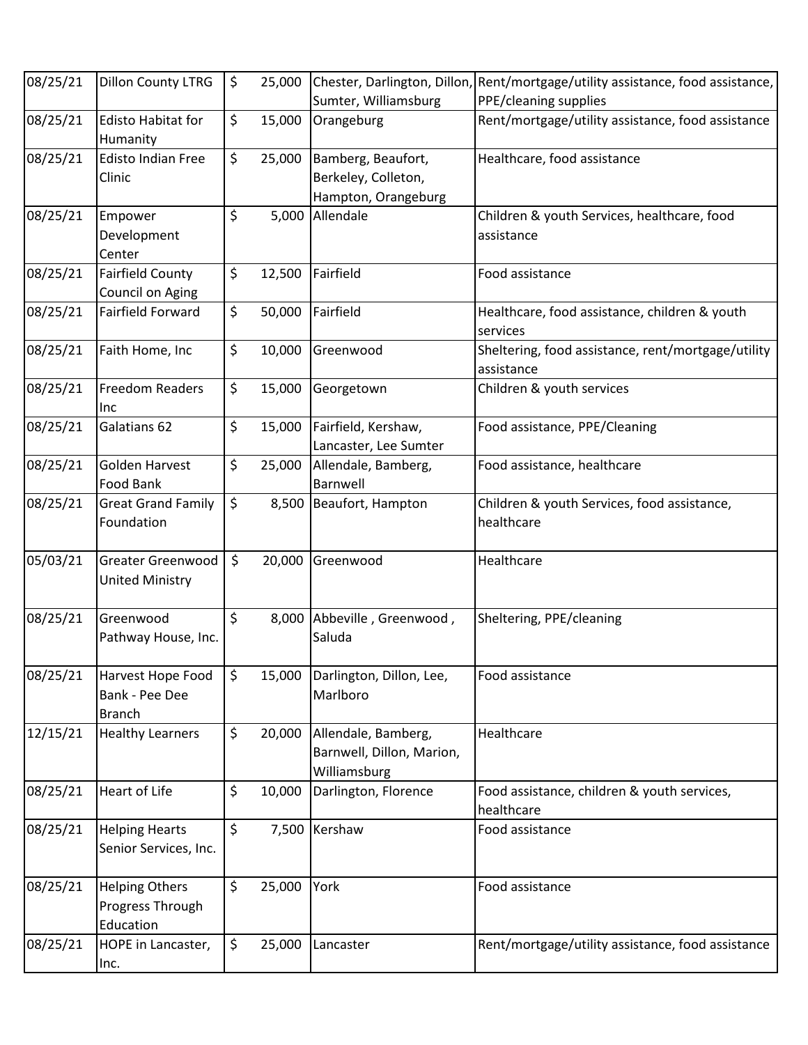| | | | | |
|---|---|---|---|---|
| 08/25/21 | Dillon County LTRG | $ 25,000 | Chester, Darlington, Dillon, Sumter, Williamsburg | Rent/mortgage/utility assistance, food assistance, PPE/cleaning supplies |
| 08/25/21 | Edisto Habitat for Humanity | $ 15,000 | Orangeburg | Rent/mortgage/utility assistance, food assistance |
| 08/25/21 | Edisto Indian Free Clinic | $ 25,000 | Bamberg, Beaufort, Berkeley, Colleton, Hampton, Orangeburg | Healthcare, food assistance |
| 08/25/21 | Empower Development Center | $ 5,000 | Allendale | Children & youth Services, healthcare, food assistance |
| 08/25/21 | Fairfield County Council on Aging | $ 12,500 | Fairfield | Food assistance |
| 08/25/21 | Fairfield Forward | $ 50,000 | Fairfield | Healthcare, food assistance, children & youth services |
| 08/25/21 | Faith Home, Inc | $ 10,000 | Greenwood | Sheltering, food assistance, rent/mortgage/utility assistance |
| 08/25/21 | Freedom Readers Inc | $ 15,000 | Georgetown | Children & youth services |
| 08/25/21 | Galatians 62 | $ 15,000 | Fairfield, Kershaw, Lancaster, Lee Sumter | Food assistance, PPE/Cleaning |
| 08/25/21 | Golden Harvest Food Bank | $ 25,000 | Allendale, Bamberg, Barnwell | Food assistance, healthcare |
| 08/25/21 | Great Grand Family Foundation | $ 8,500 | Beaufort, Hampton | Children & youth Services, food assistance, healthcare |
| 05/03/21 | Greater Greenwood United Ministry | $ 20,000 | Greenwood | Healthcare |
| 08/25/21 | Greenwood Pathway House, Inc. | $ 8,000 | Abbeville , Greenwood , Saluda | Sheltering, PPE/cleaning |
| 08/25/21 | Harvest Hope Food Bank - Pee Dee Branch | $ 15,000 | Darlington, Dillon, Lee, Marlboro | Food assistance |
| 12/15/21 | Healthy Learners | $ 20,000 | Allendale, Bamberg, Barnwell, Dillon, Marion, Williamsburg | Healthcare |
| 08/25/21 | Heart of Life | $ 10,000 | Darlington, Florence | Food assistance, children & youth services, healthcare |
| 08/25/21 | Helping Hearts Senior Services, Inc. | $ 7,500 | Kershaw | Food assistance |
| 08/25/21 | Helping Others Progress Through Education | $ 25,000 | York | Food assistance |
| 08/25/21 | HOPE in Lancaster, Inc. | $ 25,000 | Lancaster | Rent/mortgage/utility assistance, food assistance |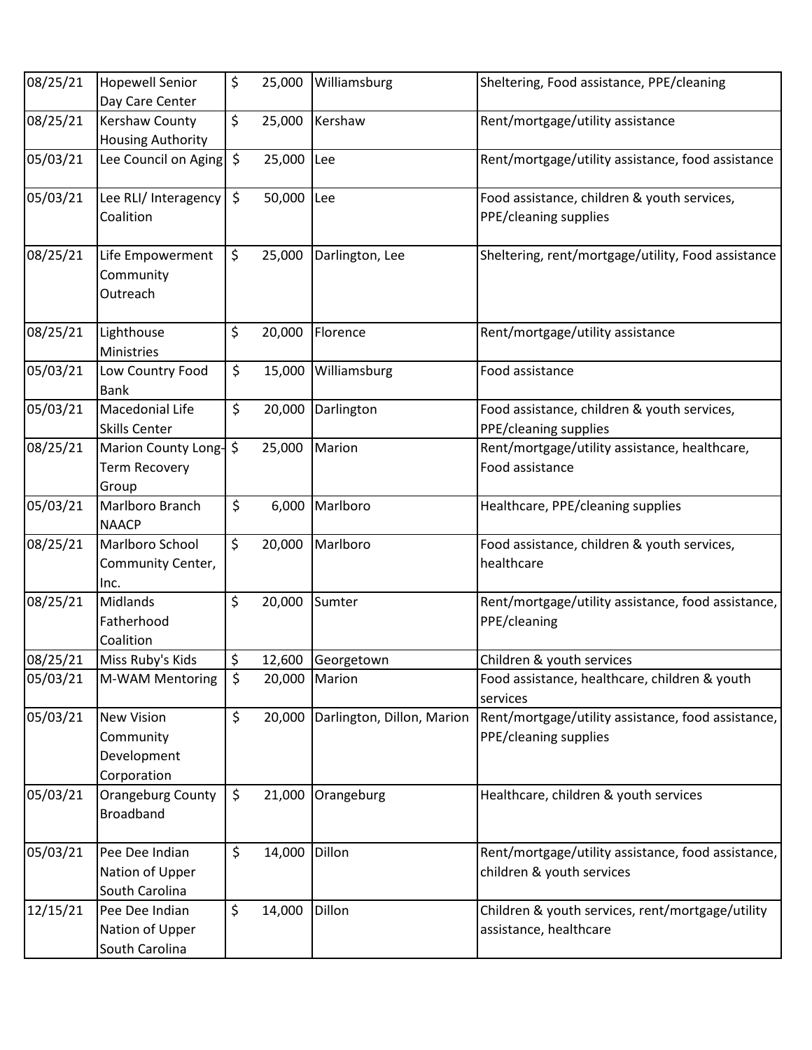| | | | | |
|---|---|---|---|---|
| 08/25/21 | Hopewell Senior Day Care Center | $ 25,000 | Williamsburg | Sheltering, Food assistance, PPE/cleaning |
| 08/25/21 | Kershaw County Housing Authority | $ 25,000 | Kershaw | Rent/mortgage/utility assistance |
| 05/03/21 | Lee Council on Aging | $ 25,000 | Lee | Rent/mortgage/utility assistance, food assistance |
| 05/03/21 | Lee RLI/ Interagency Coalition | $ 50,000 | Lee | Food assistance, children & youth services, PPE/cleaning supplies |
| 08/25/21 | Life Empowerment Community Outreach | $ 25,000 | Darlington, Lee | Sheltering, rent/mortgage/utility, Food assistance |
| 08/25/21 | Lighthouse Ministries | $ 20,000 | Florence | Rent/mortgage/utility assistance |
| 05/03/21 | Low Country Food Bank | $ 15,000 | Williamsburg | Food assistance |
| 05/03/21 | Macedonial Life Skills Center | $ 20,000 | Darlington | Food assistance, children & youth services, PPE/cleaning supplies |
| 08/25/21 | Marion County Long-Term Recovery Group | $ 25,000 | Marion | Rent/mortgage/utility assistance, healthcare, Food assistance |
| 05/03/21 | Marlboro Branch NAACP | $ 6,000 | Marlboro | Healthcare, PPE/cleaning supplies |
| 08/25/21 | Marlboro School Community Center, Inc. | $ 20,000 | Marlboro | Food assistance, children & youth services, healthcare |
| 08/25/21 | Midlands Fatherhood Coalition | $ 20,000 | Sumter | Rent/mortgage/utility assistance, food assistance, PPE/cleaning |
| 08/25/21 | Miss Ruby's Kids | $ 12,600 | Georgetown | Children & youth services |
| 05/03/21 | M-WAM Mentoring | $ 20,000 | Marion | Food assistance, healthcare, children & youth services |
| 05/03/21 | New Vision Community Development Corporation | $ 20,000 | Darlington, Dillon, Marion | Rent/mortgage/utility assistance, food assistance, PPE/cleaning supplies |
| 05/03/21 | Orangeburg County Broadband | $ 21,000 | Orangeburg | Healthcare, children & youth services |
| 05/03/21 | Pee Dee Indian Nation of Upper South Carolina | $ 14,000 | Dillon | Rent/mortgage/utility assistance, food assistance, children & youth services |
| 12/15/21 | Pee Dee Indian Nation of Upper South Carolina | $ 14,000 | Dillon | Children & youth services, rent/mortgage/utility assistance, healthcare |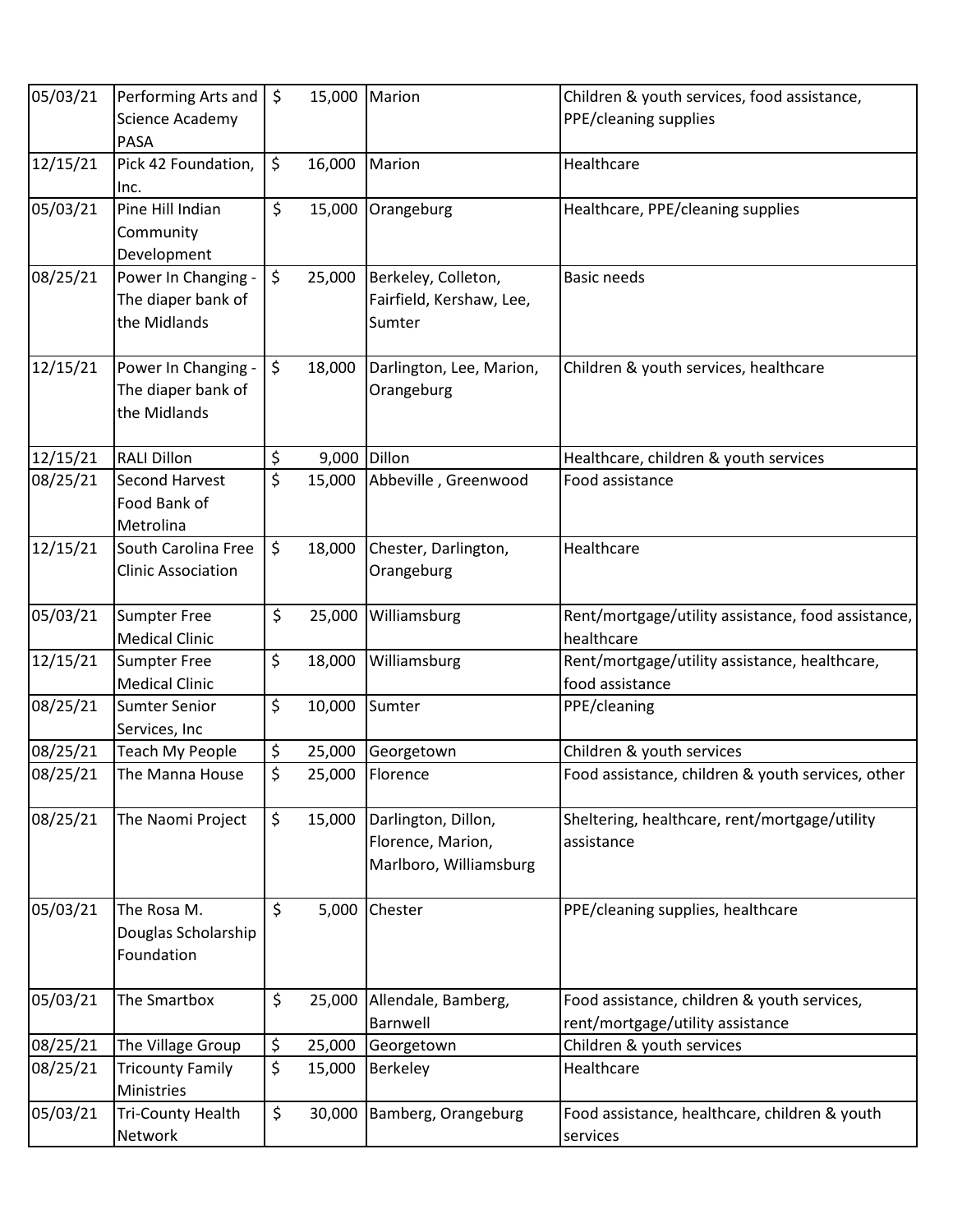| 05/03/21 | Performing Arts and Science Academy PASA | $ 15,000 | Marion | Children & youth services, food assistance, PPE/cleaning supplies |
|---|---|---|---|---|
| 12/15/21 | Pick 42 Foundation, Inc. | $ 16,000 | Marion | Healthcare |
| 05/03/21 | Pine Hill Indian Community Development | $ 15,000 | Orangeburg | Healthcare, PPE/cleaning supplies |
| 08/25/21 | Power In Changing - The diaper bank of the Midlands | $ 25,000 | Berkeley, Colleton, Fairfield, Kershaw, Lee, Sumter | Basic needs |
| 12/15/21 | Power In Changing - The diaper bank of the Midlands | $ 18,000 | Darlington, Lee, Marion, Orangeburg | Children & youth services, healthcare |
| 12/15/21 | RALI Dillon | $ 9,000 | Dillon | Healthcare, children & youth services |
| 08/25/21 | Second Harvest Food Bank of Metrolina | $ 15,000 | Abbeville , Greenwood | Food assistance |
| 12/15/21 | South Carolina Free Clinic Association | $ 18,000 | Chester, Darlington, Orangeburg | Healthcare |
| 05/03/21 | Sumpter Free Medical Clinic | $ 25,000 | Williamsburg | Rent/mortgage/utility assistance, food assistance, healthcare |
| 12/15/21 | Sumpter Free Medical Clinic | $ 18,000 | Williamsburg | Rent/mortgage/utility assistance, healthcare, food assistance |
| 08/25/21 | Sumter Senior Services, Inc | $ 10,000 | Sumter | PPE/cleaning |
| 08/25/21 | Teach My People | $ 25,000 | Georgetown | Children & youth services |
| 08/25/21 | The Manna House | $ 25,000 | Florence | Food assistance, children & youth services, other |
| 08/25/21 | The Naomi Project | $ 15,000 | Darlington, Dillon, Florence, Marion, Marlboro, Williamsburg | Sheltering, healthcare, rent/mortgage/utility assistance |
| 05/03/21 | The Rosa M. Douglas Scholarship Foundation | $ 5,000 | Chester | PPE/cleaning supplies, healthcare |
| 05/03/21 | The Smartbox | $ 25,000 | Allendale, Bamberg, Barnwell | Food assistance, children & youth services, rent/mortgage/utility assistance |
| 08/25/21 | The Village Group | $ 25,000 | Georgetown | Children & youth services |
| 08/25/21 | Tricounty Family Ministries | $ 15,000 | Berkeley | Healthcare |
| 05/03/21 | Tri-County Health Network | $ 30,000 | Bamberg, Orangeburg | Food assistance, healthcare, children & youth services |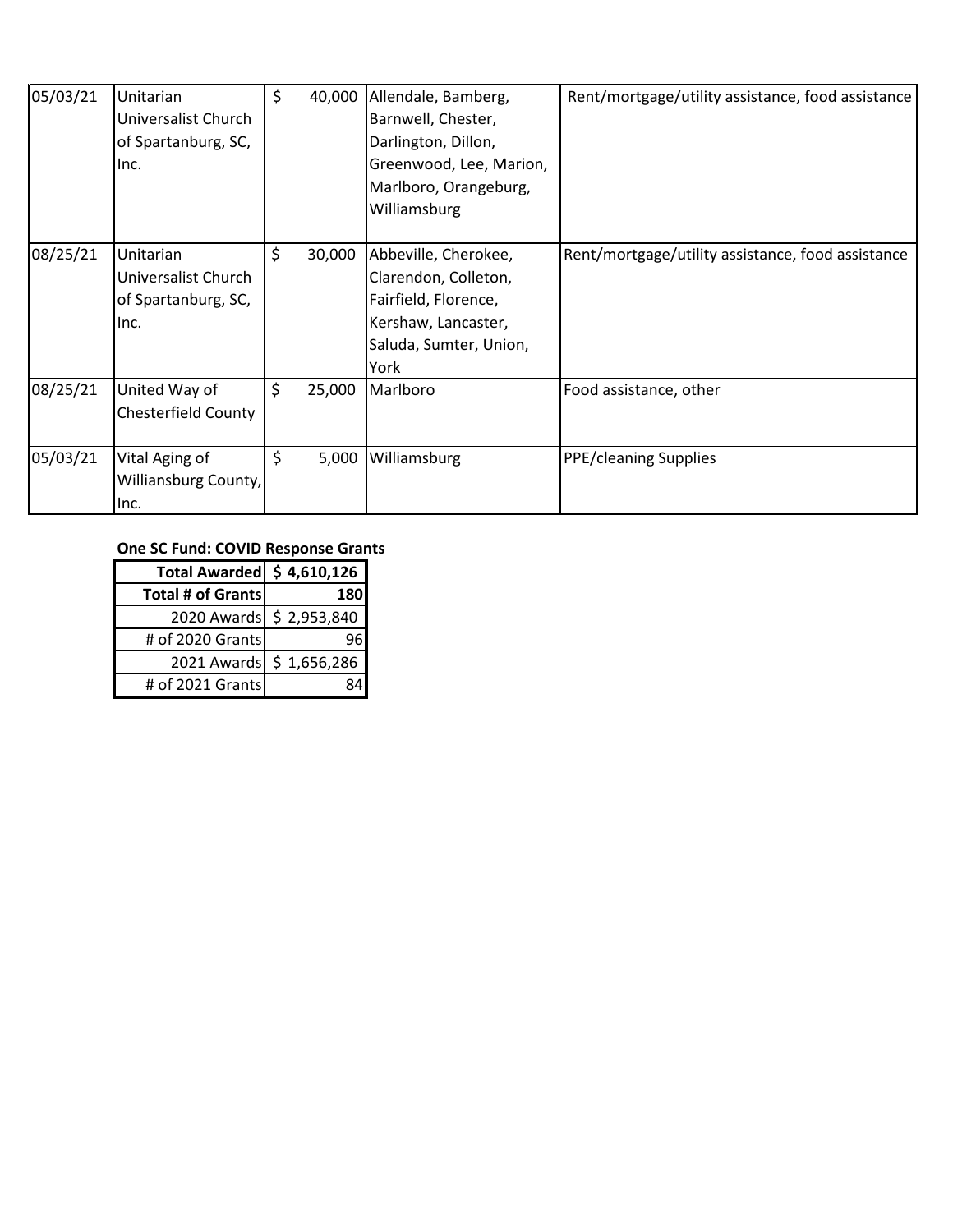| | | | | |
|---|---|---|---|---|
| 05/03/21 | Unitarian Universalist Church of Spartanburg, SC, Inc. | $ 40,000 | Allendale, Bamberg, Barnwell, Chester, Darlington, Dillon, Greenwood, Lee, Marion, Marlboro, Orangeburg, Williamsburg | Rent/mortgage/utility assistance, food assistance |
| 08/25/21 | Unitarian Universalist Church of Spartanburg, SC, Inc. | $ 30,000 | Abbeville, Cherokee, Clarendon, Colleton, Fairfield, Florence, Kershaw, Lancaster, Saluda, Sumter, Union, York | Rent/mortgage/utility assistance, food assistance |
| 08/25/21 | United Way of Chesterfield County | $ 25,000 | Marlboro | Food assistance, other |
| 05/03/21 | Vital Aging of Williansburg County, Inc. | $ 5,000 | Williamsburg | PPE/cleaning Supplies |

**One SC Fund: COVID Response Grants**

| | |
|---|---|
| **Total Awarded** | **$ 4,610,126** |
| **Total # of Grants** | **180** |
| 2020 Awards | $ 2,953,840 |
| # of 2020 Grants | 96 |
| 2021 Awards | $ 1,656,286 |
| # of 2021 Grants | 84 |